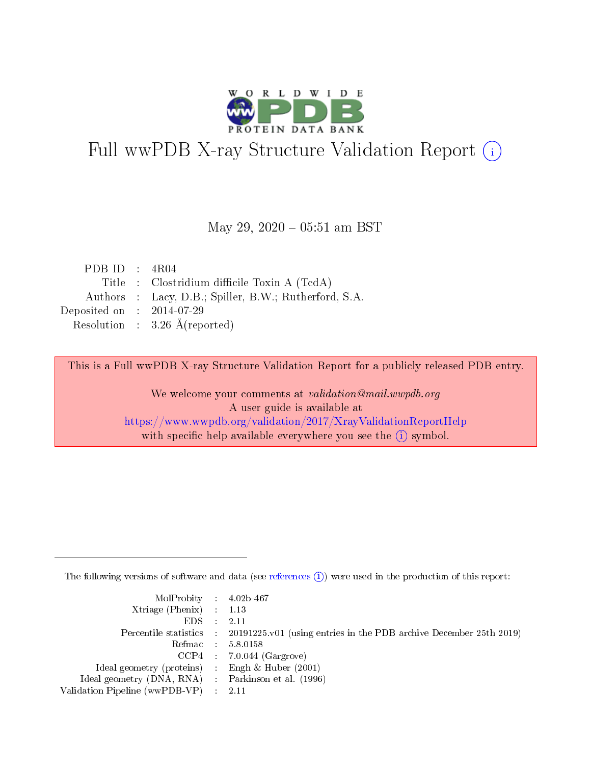# Full wwPDB X-ray Structure Validation Report (i)

May 29, 2020 – 05:51 am BST

| | | |
|---|---|---|
| PDB ID | : | 4R04 |
| Title | : | Clostridium difficile Toxin A (TcdA) |
| Authors | : | Lacy, D.B.; Spiller, B.W.; Rutherford, S.A. |
| Deposited on | : | 2014-07-29 |
| Resolution | : | 3.26 Å(reported) |

This is a Full wwPDB X-ray Structure Validation Report for a publicly released PDB entry.

We welcome your comments at *validation@mail.wwpdb.org*
A user guide is available at
https://www.wwpdb.org/validation/2017/XrayValidationReportHelp
with specific help available everywhere you see the (i) symbol.

The following versions of software and data (see references (i)) were used in the production of this report:

| | | |
|---|---|---|
| MolProbity | : | 4.02b-467 |
| Xtriage (Phenix) | : | 1.13 |
| EDS | : | 2.11 |
| Percentile statistics | : | 20191225.v01 (using entries in the PDB archive December 25th 2019) |
| Refmac | : | 5.8.0158 |
| CCP4 | : | 7.0.044 (Gargrove) |
| Ideal geometry (proteins) | : | Engh & Huber (2001) |
| Ideal geometry (DNA, RNA) | : | Parkinson et al. (1996) |
| Validation Pipeline (wwPDB-VP) | : | 2.11 |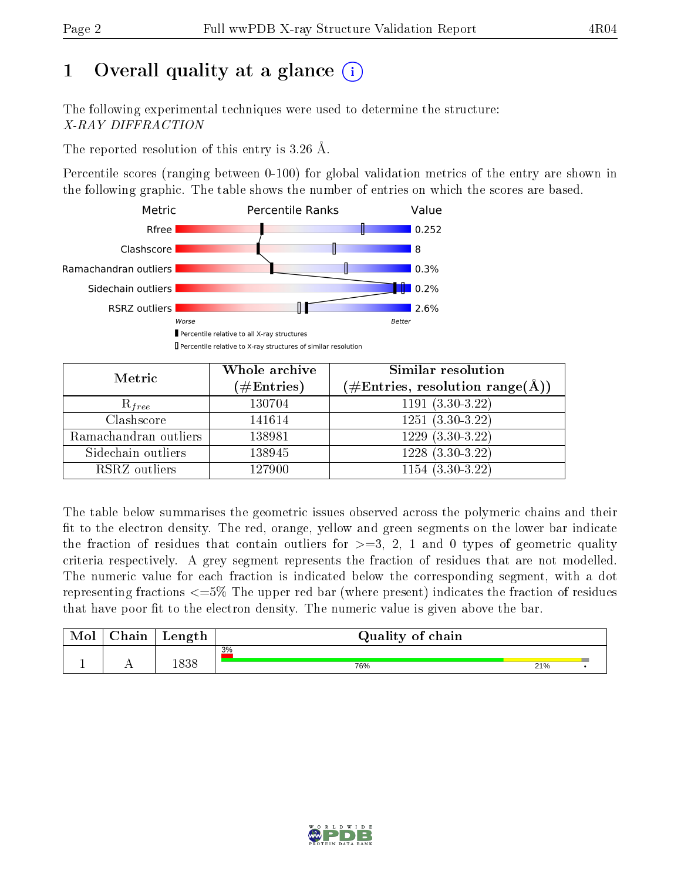# 1 Overall quality at a glance

The following experimental techniques were used to determine the structure:
*X-RAY DIFFRACTION*

The reported resolution of this entry is 3.26 Å.

Percentile scores (ranging between 0-100) for global validation metrics of the entry are shown in the following graphic. The table shows the number of entries on which the scores are based.

| Metric | Value |
|---|---|
| Rfree | 0.252 |
| Clashscore | 8 |
| Ramachandran outliers | 0.3% |
| Sidechain outliers | 0.2% |
| RSRZ outliers | 2.6% |

Percentile relative to all X-ray structures
Percentile relative to X-ray structures of similar resolution

| Metric | Whole archive (#Entries) | Similar resolution (#Entries, resolution range(Å)) |
|---|---|---|
| $R_{free}$ | 130704 | 1191 (3.30-3.22) |
| Clashscore | 141614 | 1251 (3.30-3.22) |
| Ramachandran outliers | 138981 | 1229 (3.30-3.22) |
| Sidechain outliers | 138945 | 1228 (3.30-3.22) |
| RSRZ outliers | 127900 | 1154 (3.30-3.22) |

The table below summarises the geometric issues observed across the polymeric chains and their fit to the electron density. The red, orange, yellow and green segments on the lower bar indicate the fraction of residues that contain outliers for >=3, 2, 1 and 0 types of geometric quality criteria respectively. A grey segment represents the fraction of residues that are not modelled. The numeric value for each fraction is indicated below the corresponding segment, with a dot representing fractions <=5% The upper red bar (where present) indicates the fraction of residues that have poor fit to the electron density. The numeric value is given above the bar.

| Mol | Chain | Length | Quality of chain |
|---|---|---|---|
| 1 | A | 1838 | 3%<br>76% 21% • |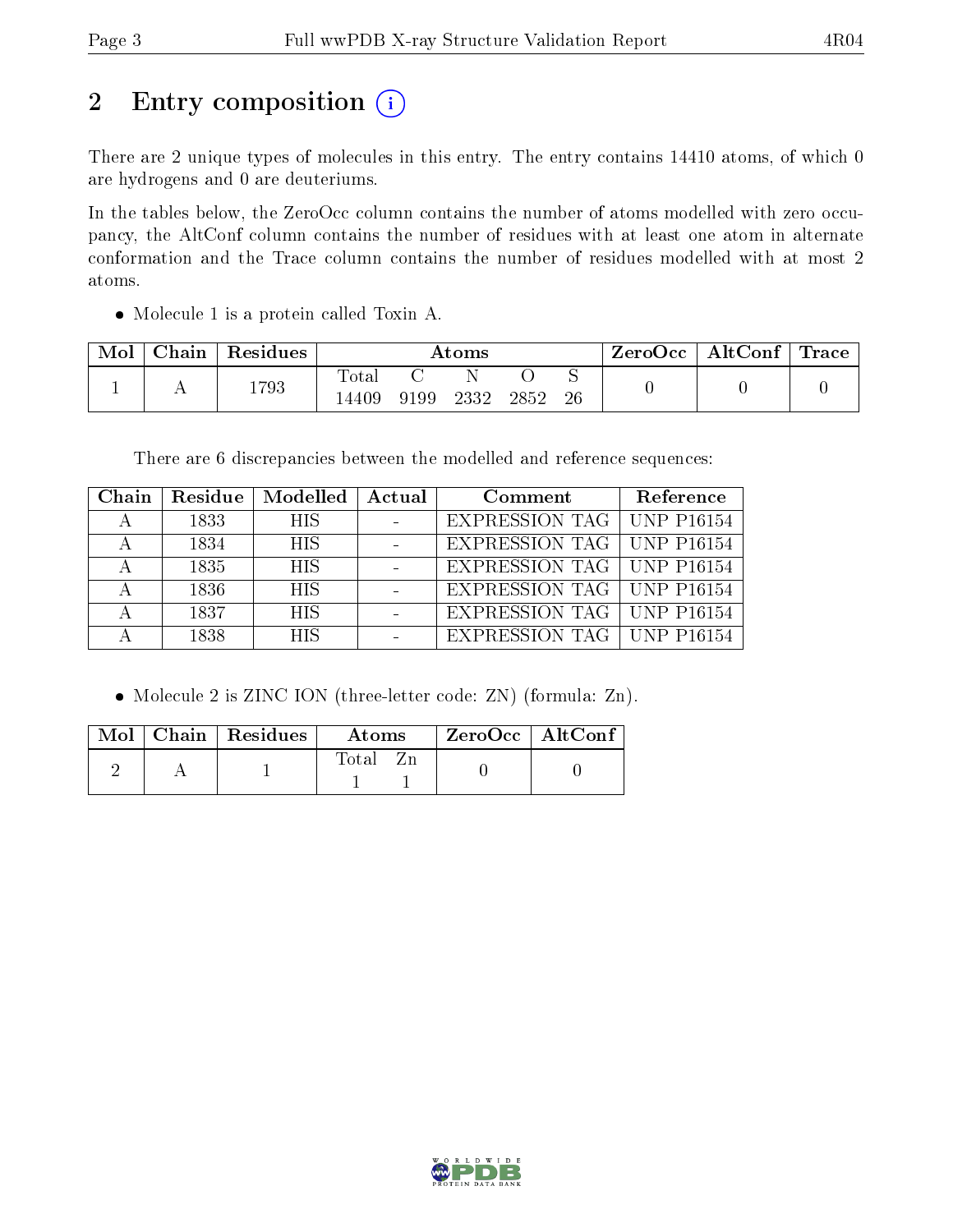# 2 Entry composition

There are 2 unique types of molecules in this entry. The entry contains 14410 atoms, of which 0 are hydrogens and 0 are deuteriums.

In the tables below, the ZeroOcc column contains the number of atoms modelled with zero occupancy, the AltConf column contains the number of residues with at least one atom in alternate conformation and the Trace column contains the number of residues modelled with at most 2 atoms.

- Molecule 1 is a protein called Toxin A.

| Mol | Chain | Residues | Atoms | | | | | ZeroOcc | AltConf | Trace |
|---|---|---|---|---|---|---|---|---|---|---|
| 1 | A | 1793 | Total 14409 | C 9199 | N 2332 | O 2852 | S 26 | 0 | 0 | 0 |

There are 6 discrepancies between the modelled and reference sequences:

| Chain | Residue | Modelled | Actual | Comment | Reference |
|---|---|---|---|---|---|
| A | 1833 | HIS | - | EXPRESSION TAG | UNP P16154 |
| A | 1834 | HIS | - | EXPRESSION TAG | UNP P16154 |
| A | 1835 | HIS | - | EXPRESSION TAG | UNP P16154 |
| A | 1836 | HIS | - | EXPRESSION TAG | UNP P16154 |
| A | 1837 | HIS | - | EXPRESSION TAG | UNP P16154 |
| A | 1838 | HIS | - | EXPRESSION TAG | UNP P16154 |

- Molecule 2 is ZINC ION (three-letter code: ZN) (formula: Zn).

| Mol | Chain | Residues | Atoms | | ZeroOcc | AltConf |
|---|---|---|---|---|---|---|
| 2 | A | 1 | Total 1 | Zn 1 | 0 | 0 |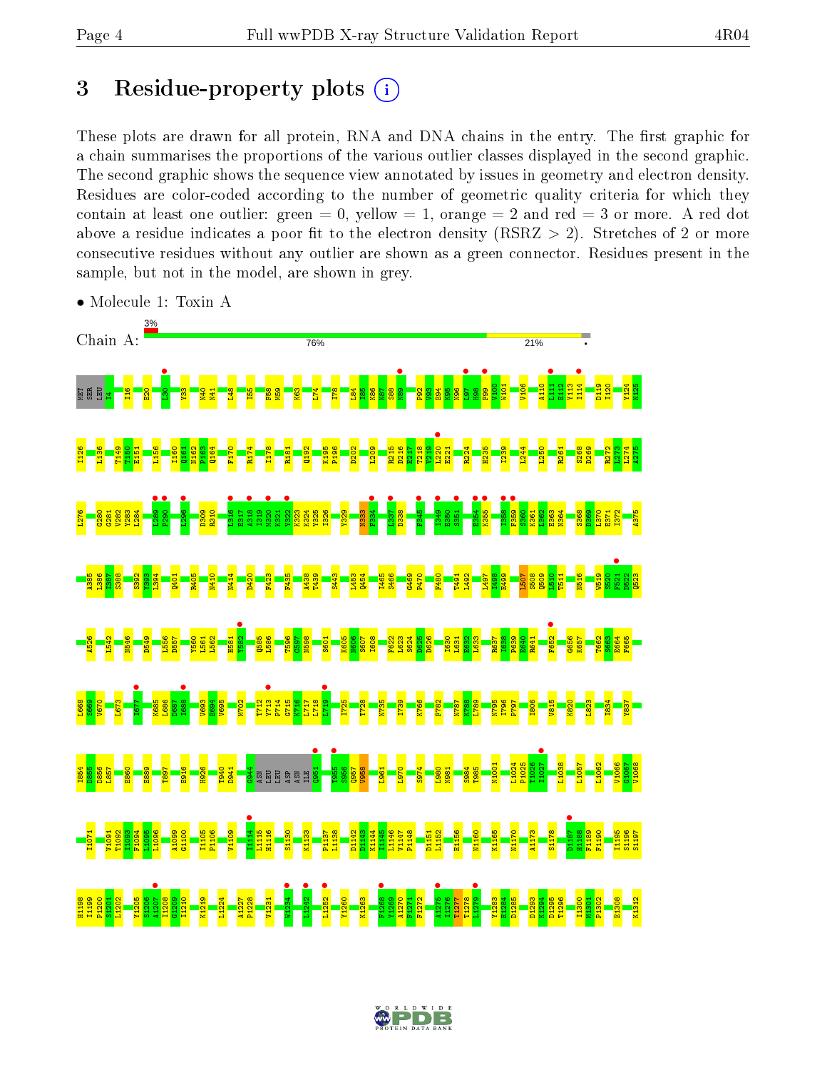# 3 Residue-property plots

These plots are drawn for all protein, RNA and DNA chains in the entry. The first graphic for a chain summarises the proportions of the various outlier classes displayed in the second graphic. The second graphic shows the sequence view annotated by issues in geometry and electron density. Residues are color-coded according to the number of geometric quality criteria for which they contain at least one outlier: green = 0, yellow = 1, orange = 2 and red = 3 or more. A red dot above a residue indicates a poor fit to the electron density (RSRZ > 2). Stretches of 2 or more consecutive residues without any outlier are shown as a green connector. Residues present in the sample, but not in the model, are shown in grey.

- Molecule 1: Toxin A

Chain A: 3% | 76% | 21%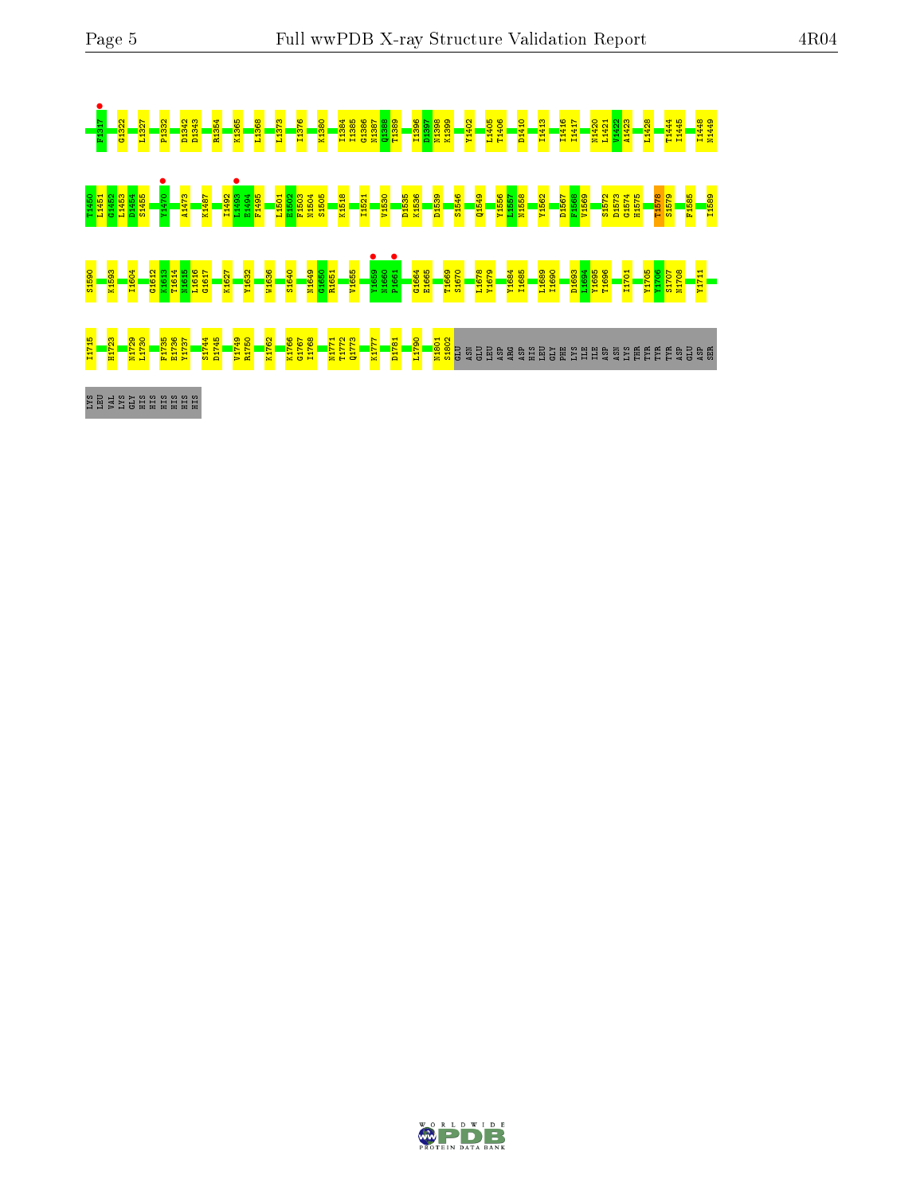F1317 G1322 L1327 P1332 D1342 D1343 R1354 K1365 L1368 L1373 I1376 K1380 I1384 I1385 G1386 N1387 Q1388 T1389 I1396 D1397 N1398 K1399 Y1402 L1405 T1406 D1410 I1413 I1416 I1417 N1420 L1421 V1422 A1423 L1428 T1444 I1445 I1448 N1449

T1450 L1451 G1452 L1453 D1454 S1455 Y1470 A1473 K1487 I1492 L1493 E1494 F1495 L1501 E1502 F1503 N1504 S1505 K1518 I1521 V1530 D1535 K1536 D1539 S1546 Q1549 Y1556 L1557 N1558 Y1562 D1567 F1568 V1569 S1572 D1573 G1574 H1575 T1578 S1579 F1585 I1589

S1590 K1593 I1604 G1612 K1613 T1614 N1615 L1616 G1617 K1627 Y1632 W1636 S1640 N1649 G1650 R1651 V1655 V1659 N1660 P1661 G1664 E1665 T1669 S1670 L1678 Y1679 Y1684 I1685 L1689 I1690 D1693 L1694 Y1695 T1696 I1701 Y1705 Y1706 S1707 N1708 Y1711

I1715 H1723 N1729 L1730 F1735 E1736 Y1737 S1744 D1745 V1749 R1750 K1762 K1766 G1767 I1768 N1771 T1772 Q1773 K1777 D1781 L1790 N1801 S1802 GLU ASN GLU LEU ASP ARG ASP HIS LEU GLY PHE LYS ILE ILE ASP ASN LYS THR TYR TYR TYR ASP GLU ASP SER

LYS LEU VAL LYS GLY HIS HIS HIS HIS HIS HIS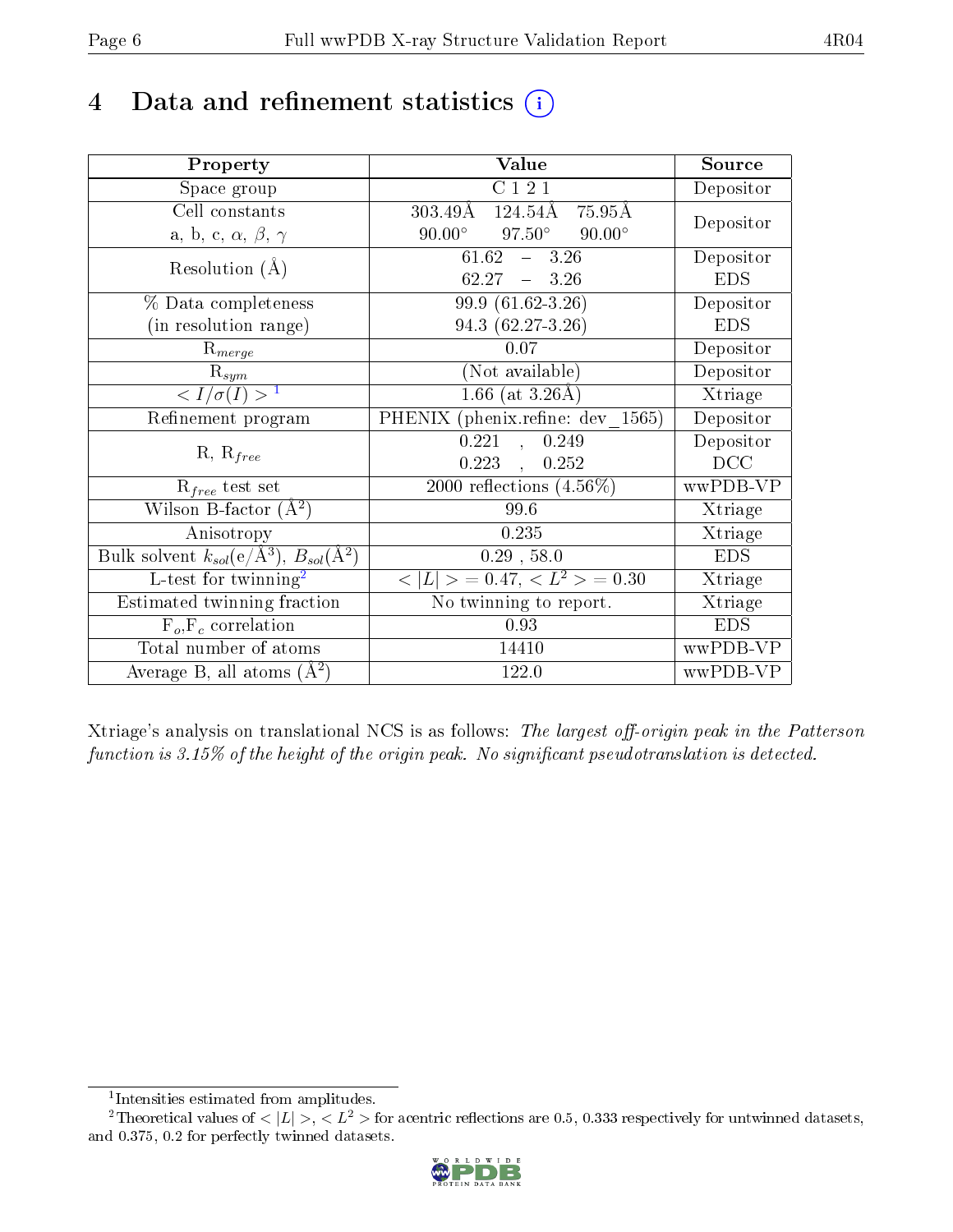# 4 Data and refinement statistics

| Property | Value | Source |
|---|---|---|
| Space group | C 1 2 1 | Depositor |
| Cell constants<br>a, b, c, $\alpha$, $\beta$, $\gamma$ | 303.49Å 124.54Å 75.95Å<br>90.00° 97.50° 90.00° | Depositor |
| Resolution (Å) | 61.62 – 3.26<br>62.27 – 3.26 | Depositor<br>EDS |
| % Data completeness<br>(in resolution range) | 99.9 (61.62-3.26)<br>94.3 (62.27-3.26) | Depositor<br>EDS |
| $R_{merge}$ | 0.07 | Depositor |
| $R_{sym}$ | (Not available) | Depositor |
| $< I/\sigma(I) >$ [1] | 1.66 (at 3.26Å) | Xtriage |
| Refinement program | PHENIX (phenix.refine: dev_1565) | Depositor |
| R, $R_{free}$ | 0.221 , 0.249<br>0.223 , 0.252 | Depositor<br>DCC |
| $R_{free}$ test set | 2000 reflections (4.56%) | wwPDB-VP |
| Wilson B-factor (Å$^2$) | 99.6 | Xtriage |
| Anisotropy | 0.235 | Xtriage |
| Bulk solvent $k_{sol}$(e/Å$^3$), $B_{sol}$(Å$^2$) | 0.29 , 58.0 | EDS |
| L-test for twinning[2] | $< \|L\| >$ = 0.47, $< L^2 >$ = 0.30 | Xtriage |
| Estimated twinning fraction | No twinning to report. | Xtriage |
| $F_o$,$F_c$ correlation | 0.93 | EDS |
| Total number of atoms | 14410 | wwPDB-VP |
| Average B, all atoms (Å$^2$) | 122.0 | wwPDB-VP |

Xtriage's analysis on translational NCS is as follows: *The largest off-origin peak in the Patterson function is 3.15% of the height of the origin peak. No significant pseudotranslation is detected.*

[1] Intensities estimated from amplitudes.

[2] Theoretical values of $< |L| >$, $< L^2 >$ for acentric reflections are 0.5, 0.333 respectively for untwinned datasets, and 0.375, 0.2 for perfectly twinned datasets.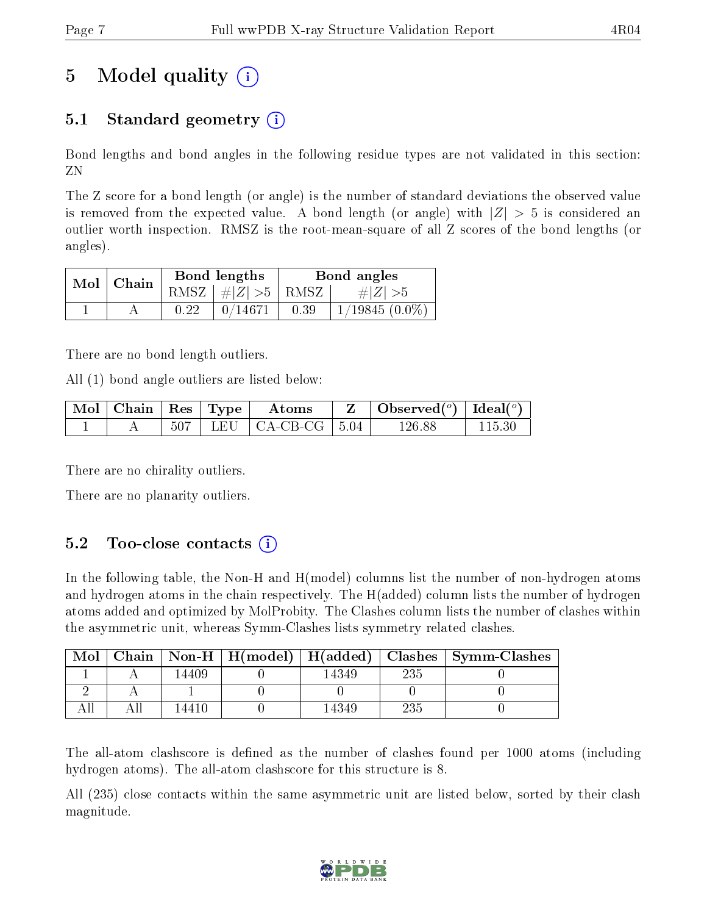# 5 Model quality

## 5.1 Standard geometry

Bond lengths and bond angles in the following residue types are not validated in this section: ZN

The Z score for a bond length (or angle) is the number of standard deviations the observed value is removed from the expected value. A bond length (or angle) with $|Z| > 5$ is considered an outlier worth inspection. RMSZ is the root-mean-square of all Z scores of the bond lengths (or angles).

| Mol | Chain | Bond lengths | | Bond angles | |
|---|---|---|---|---|---|
| | | RMSZ | $\#\|Z\| > 5$ | RMSZ | $\#\|Z\| > 5$ |
| 1 | A | 0.22 | 0/14671 | 0.39 | 1/19845 (0.0%) |

There are no bond length outliers.

All (1) bond angle outliers are listed below:

| Mol | Chain | Res | Type | Atoms | Z | Observed($^o$) | Ideal($^o$) |
|---|---|---|---|---|---|---|---|
| 1 | A | 507 | LEU | CA-CB-CG | 5.04 | 126.88 | 115.30 |

There are no chirality outliers.

There are no planarity outliers.

## 5.2 Too-close contacts

In the following table, the Non-H and H(model) columns list the number of non-hydrogen atoms and hydrogen atoms in the chain respectively. The H(added) column lists the number of hydrogen atoms added and optimized by MolProbity. The Clashes column lists the number of clashes within the asymmetric unit, whereas Symm-Clashes lists symmetry related clashes.

| Mol | Chain | Non-H | H(model) | H(added) | Clashes | Symm-Clashes |
|---|---|---|---|---|---|---|
| 1 | A | 14409 | 0 | 14349 | 235 | 0 |
| 2 | A | 1 | 0 | 0 | 0 | 0 |
| All | All | 14410 | 0 | 14349 | 235 | 0 |

The all-atom clashscore is defined as the number of clashes found per 1000 atoms (including hydrogen atoms). The all-atom clashscore for this structure is 8.

All (235) close contacts within the same asymmetric unit are listed below, sorted by their clash magnitude.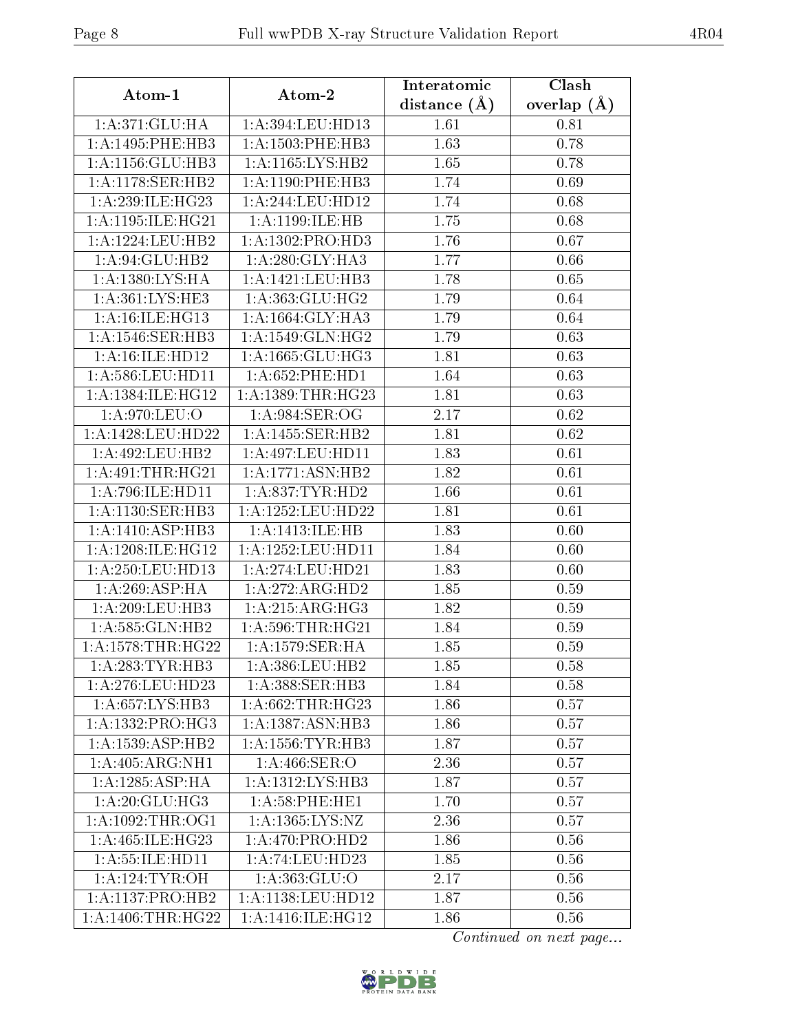| Atom-1 | Atom-2 | Interatomic distance (Å) | Clash overlap (Å) |
|---|---|---|---|
| 1:A:371:GLU:HA | 1:A:394:LEU:HD13 | 1.61 | 0.81 |
| 1:A:1495:PHE:HB3 | 1:A:1503:PHE:HB3 | 1.63 | 0.78 |
| 1:A:1156:GLU:HB3 | 1:A:1165:LYS:HB2 | 1.65 | 0.78 |
| 1:A:1178:SER:HB2 | 1:A:1190:PHE:HB3 | 1.74 | 0.69 |
| 1:A:239:ILE:HG23 | 1:A:244:LEU:HD12 | 1.74 | 0.68 |
| 1:A:1195:ILE:HG21 | 1:A:1199:ILE:HB | 1.75 | 0.68 |
| 1:A:1224:LEU:HB2 | 1:A:1302:PRO:HD3 | 1.76 | 0.67 |
| 1:A:94:GLU:HB2 | 1:A:280:GLY:HA3 | 1.77 | 0.66 |
| 1:A:1380:LYS:HA | 1:A:1421:LEU:HB3 | 1.78 | 0.65 |
| 1:A:361:LYS:HE3 | 1:A:363:GLU:HG2 | 1.79 | 0.64 |
| 1:A:16:ILE:HG13 | 1:A:1664:GLY:HA3 | 1.79 | 0.64 |
| 1:A:1546:SER:HB3 | 1:A:1549:GLN:HG2 | 1.79 | 0.63 |
| 1:A:16:ILE:HD12 | 1:A:1665:GLU:HG3 | 1.81 | 0.63 |
| 1:A:586:LEU:HD11 | 1:A:652:PHE:HD1 | 1.64 | 0.63 |
| 1:A:1384:ILE:HG12 | 1:A:1389:THR:HG23 | 1.81 | 0.63 |
| 1:A:970:LEU:O | 1:A:984:SER:OG | 2.17 | 0.62 |
| 1:A:1428:LEU:HD22 | 1:A:1455:SER:HB2 | 1.81 | 0.62 |
| 1:A:492:LEU:HB2 | 1:A:497:LEU:HD11 | 1.83 | 0.61 |
| 1:A:491:THR:HG21 | 1:A:1771:ASN:HB2 | 1.82 | 0.61 |
| 1:A:796:ILE:HD11 | 1:A:837:TYR:HD2 | 1.66 | 0.61 |
| 1:A:1130:SER:HB3 | 1:A:1252:LEU:HD22 | 1.81 | 0.61 |
| 1:A:1410:ASP:HB3 | 1:A:1413:ILE:HB | 1.83 | 0.60 |
| 1:A:1208:ILE:HG12 | 1:A:1252:LEU:HD11 | 1.84 | 0.60 |
| 1:A:250:LEU:HD13 | 1:A:274:LEU:HD21 | 1.83 | 0.60 |
| 1:A:269:ASP:HA | 1:A:272:ARG:HD2 | 1.85 | 0.59 |
| 1:A:209:LEU:HB3 | 1:A:215:ARG:HG3 | 1.82 | 0.59 |
| 1:A:585:GLN:HB2 | 1:A:596:THR:HG21 | 1.84 | 0.59 |
| 1:A:1578:THR:HG22 | 1:A:1579:SER:HA | 1.85 | 0.59 |
| 1:A:283:TYR:HB3 | 1:A:386:LEU:HB2 | 1.85 | 0.58 |
| 1:A:276:LEU:HD23 | 1:A:388:SER:HB3 | 1.84 | 0.58 |
| 1:A:657:LYS:HB3 | 1:A:662:THR:HG23 | 1.86 | 0.57 |
| 1:A:1332:PRO:HG3 | 1:A:1387:ASN:HB3 | 1.86 | 0.57 |
| 1:A:1539:ASP:HB2 | 1:A:1556:TYR:HB3 | 1.87 | 0.57 |
| 1:A:405:ARG:NH1 | 1:A:466:SER:O | 2.36 | 0.57 |
| 1:A:1285:ASP:HA | 1:A:1312:LYS:HB3 | 1.87 | 0.57 |
| 1:A:20:GLU:HG3 | 1:A:58:PHE:HE1 | 1.70 | 0.57 |
| 1:A:1092:THR:OG1 | 1:A:1365:LYS:NZ | 2.36 | 0.57 |
| 1:A:465:ILE:HG23 | 1:A:470:PRO:HD2 | 1.86 | 0.56 |
| 1:A:55:ILE:HD11 | 1:A:74:LEU:HD23 | 1.85 | 0.56 |
| 1:A:124:TYR:OH | 1:A:363:GLU:O | 2.17 | 0.56 |
| 1:A:1137:PRO:HB2 | 1:A:1138:LEU:HD12 | 1.87 | 0.56 |
| 1:A:1406:THR:HG22 | 1:A:1416:ILE:HG12 | 1.86 | 0.56 |

*Continued on next page...*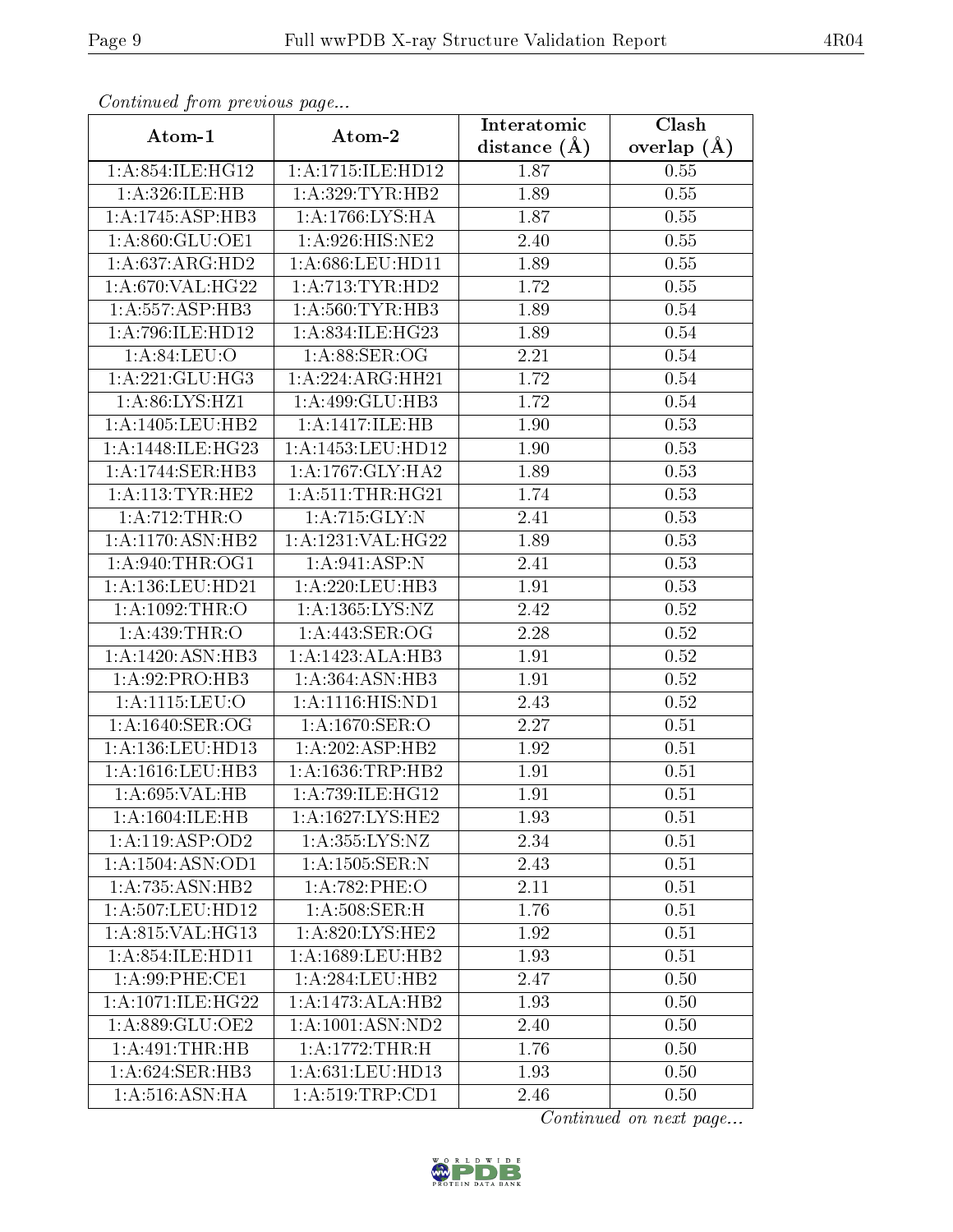*Continued from previous page...*

| Atom-1 | Atom-2 | Interatomic distance (Å) | Clash overlap (Å) |
|---|---|---|---|
| 1:A:854:ILE:HG12 | 1:A:1715:ILE:HD12 | 1.87 | 0.55 |
| 1:A:326:ILE:HB | 1:A:329:TYR:HB2 | 1.89 | 0.55 |
| 1:A:1745:ASP:HB3 | 1:A:1766:LYS:HA | 1.87 | 0.55 |
| 1:A:860:GLU:OE1 | 1:A:926:HIS:NE2 | 2.40 | 0.55 |
| 1:A:637:ARG:HD2 | 1:A:686:LEU:HD11 | 1.89 | 0.55 |
| 1:A:670:VAL:HG22 | 1:A:713:TYR:HD2 | 1.72 | 0.55 |
| 1:A:557:ASP:HB3 | 1:A:560:TYR:HB3 | 1.89 | 0.54 |
| 1:A:796:ILE:HD12 | 1:A:834:ILE:HG23 | 1.89 | 0.54 |
| 1:A:84:LEU:O | 1:A:88:SER:OG | 2.21 | 0.54 |
| 1:A:221:GLU:HG3 | 1:A:224:ARG:HH21 | 1.72 | 0.54 |
| 1:A:86:LYS:HZ1 | 1:A:499:GLU:HB3 | 1.72 | 0.54 |
| 1:A:1405:LEU:HB2 | 1:A:1417:ILE:HB | 1.90 | 0.53 |
| 1:A:1448:ILE:HG23 | 1:A:1453:LEU:HD12 | 1.90 | 0.53 |
| 1:A:1744:SER:HB3 | 1:A:1767:GLY:HA2 | 1.89 | 0.53 |
| 1:A:113:TYR:HE2 | 1:A:511:THR:HG21 | 1.74 | 0.53 |
| 1:A:712:THR:O | 1:A:715:GLY:N | 2.41 | 0.53 |
| 1:A:1170:ASN:HB2 | 1:A:1231:VAL:HG22 | 1.89 | 0.53 |
| 1:A:940:THR:OG1 | 1:A:941:ASP:N | 2.41 | 0.53 |
| 1:A:136:LEU:HD21 | 1:A:220:LEU:HB3 | 1.91 | 0.53 |
| 1:A:1092:THR:O | 1:A:1365:LYS:NZ | 2.42 | 0.52 |
| 1:A:439:THR:O | 1:A:443:SER:OG | 2.28 | 0.52 |
| 1:A:1420:ASN:HB3 | 1:A:1423:ALA:HB3 | 1.91 | 0.52 |
| 1:A:92:PRO:HB3 | 1:A:364:ASN:HB3 | 1.91 | 0.52 |
| 1:A:1115:LEU:O | 1:A:1116:HIS:ND1 | 2.43 | 0.52 |
| 1:A:1640:SER:OG | 1:A:1670:SER:O | 2.27 | 0.51 |
| 1:A:136:LEU:HD13 | 1:A:202:ASP:HB2 | 1.92 | 0.51 |
| 1:A:1616:LEU:HB3 | 1:A:1636:TRP:HB2 | 1.91 | 0.51 |
| 1:A:695:VAL:HB | 1:A:739:ILE:HG12 | 1.91 | 0.51 |
| 1:A:1604:ILE:HB | 1:A:1627:LYS:HE2 | 1.93 | 0.51 |
| 1:A:119:ASP:OD2 | 1:A:355:LYS:NZ | 2.34 | 0.51 |
| 1:A:1504:ASN:OD1 | 1:A:1505:SER:N | 2.43 | 0.51 |
| 1:A:735:ASN:HB2 | 1:A:782:PHE:O | 2.11 | 0.51 |
| 1:A:507:LEU:HD12 | 1:A:508:SER:H | 1.76 | 0.51 |
| 1:A:815:VAL:HG13 | 1:A:820:LYS:HE2 | 1.92 | 0.51 |
| 1:A:854:ILE:HD11 | 1:A:1689:LEU:HB2 | 1.93 | 0.51 |
| 1:A:99:PHE:CE1 | 1:A:284:LEU:HB2 | 2.47 | 0.50 |
| 1:A:1071:ILE:HG22 | 1:A:1473:ALA:HB2 | 1.93 | 0.50 |
| 1:A:889:GLU:OE2 | 1:A:1001:ASN:ND2 | 2.40 | 0.50 |
| 1:A:491:THR:HB | 1:A:1772:THR:H | 1.76 | 0.50 |
| 1:A:624:SER:HB3 | 1:A:631:LEU:HD13 | 1.93 | 0.50 |
| 1:A:516:ASN:HA | 1:A:519:TRP:CD1 | 2.46 | 0.50 |

*Continued on next page...*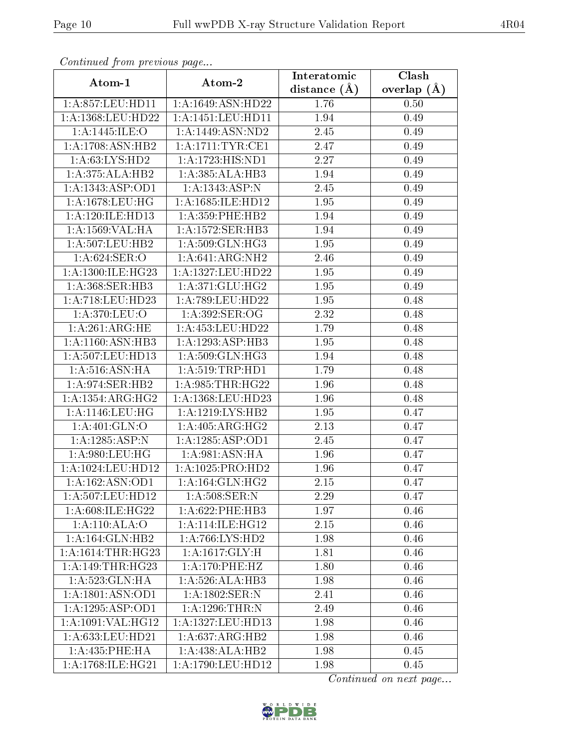*Continued from previous page...*

| Atom-1 | Atom-2 | Interatomic distance (Å) | Clash overlap (Å) |
| --- | --- | --- | --- |
| 1:A:857:LEU:HD11 | 1:A:1649:ASN:HD22 | 1.76 | 0.50 |
| 1:A:1368:LEU:HD22 | 1:A:1451:LEU:HD11 | 1.94 | 0.49 |
| 1:A:1445:ILE:O | 1:A:1449:ASN:ND2 | 2.45 | 0.49 |
| 1:A:1708:ASN:HB2 | 1:A:1711:TYR:CE1 | 2.47 | 0.49 |
| 1:A:63:LYS:HD2 | 1:A:1723:HIS:ND1 | 2.27 | 0.49 |
| 1:A:375:ALA:HB2 | 1:A:385:ALA:HB3 | 1.94 | 0.49 |
| 1:A:1343:ASP:OD1 | 1:A:1343:ASP:N | 2.45 | 0.49 |
| 1:A:1678:LEU:HG | 1:A:1685:ILE:HD12 | 1.95 | 0.49 |
| 1:A:120:ILE:HD13 | 1:A:359:PHE:HB2 | 1.94 | 0.49 |
| 1:A:1569:VAL:HA | 1:A:1572:SER:HB3 | 1.94 | 0.49 |
| 1:A:507:LEU:HB2 | 1:A:509:GLN:HG3 | 1.95 | 0.49 |
| 1:A:624:SER:O | 1:A:641:ARG:NH2 | 2.46 | 0.49 |
| 1:A:1300:ILE:HG23 | 1:A:1327:LEU:HD22 | 1.95 | 0.49 |
| 1:A:368:SER:HB3 | 1:A:371:GLU:HG2 | 1.95 | 0.49 |
| 1:A:718:LEU:HD23 | 1:A:789:LEU:HD22 | 1.95 | 0.48 |
| 1:A:370:LEU:O | 1:A:392:SER:OG | 2.32 | 0.48 |
| 1:A:261:ARG:HE | 1:A:453:LEU:HD22 | 1.79 | 0.48 |
| 1:A:1160:ASN:HB3 | 1:A:1293:ASP:HB3 | 1.95 | 0.48 |
| 1:A:507:LEU:HD13 | 1:A:509:GLN:HG3 | 1.94 | 0.48 |
| 1:A:516:ASN:HA | 1:A:519:TRP:HD1 | 1.79 | 0.48 |
| 1:A:974:SER:HB2 | 1:A:985:THR:HG22 | 1.96 | 0.48 |
| 1:A:1354:ARG:HG2 | 1:A:1368:LEU:HD23 | 1.96 | 0.48 |
| 1:A:1146:LEU:HG | 1:A:1219:LYS:HB2 | 1.95 | 0.47 |
| 1:A:401:GLN:O | 1:A:405:ARG:HG2 | 2.13 | 0.47 |
| 1:A:1285:ASP:N | 1:A:1285:ASP:OD1 | 2.45 | 0.47 |
| 1:A:980:LEU:HG | 1:A:981:ASN:HA | 1.96 | 0.47 |
| 1:A:1024:LEU:HD12 | 1:A:1025:PRO:HD2 | 1.96 | 0.47 |
| 1:A:162:ASN:OD1 | 1:A:164:GLN:HG2 | 2.15 | 0.47 |
| 1:A:507:LEU:HD12 | 1:A:508:SER:N | 2.29 | 0.47 |
| 1:A:608:ILE:HG22 | 1:A:622:PHE:HB3 | 1.97 | 0.46 |
| 1:A:110:ALA:O | 1:A:114:ILE:HG12 | 2.15 | 0.46 |
| 1:A:164:GLN:HB2 | 1:A:766:LYS:HD2 | 1.98 | 0.46 |
| 1:A:1614:THR:HG23 | 1:A:1617:GLY:H | 1.81 | 0.46 |
| 1:A:149:THR:HG23 | 1:A:170:PHE:HZ | 1.80 | 0.46 |
| 1:A:523:GLN:HA | 1:A:526:ALA:HB3 | 1.98 | 0.46 |
| 1:A:1801:ASN:OD1 | 1:A:1802:SER:N | 2.41 | 0.46 |
| 1:A:1295:ASP:OD1 | 1:A:1296:THR:N | 2.49 | 0.46 |
| 1:A:1091:VAL:HG12 | 1:A:1327:LEU:HD13 | 1.98 | 0.46 |
| 1:A:633:LEU:HD21 | 1:A:637:ARG:HB2 | 1.98 | 0.46 |
| 1:A:435:PHE:HA | 1:A:438:ALA:HB2 | 1.98 | 0.45 |
| 1:A:1768:ILE:HG21 | 1:A:1790:LEU:HD12 | 1.98 | 0.45 |

*Continued on next page...*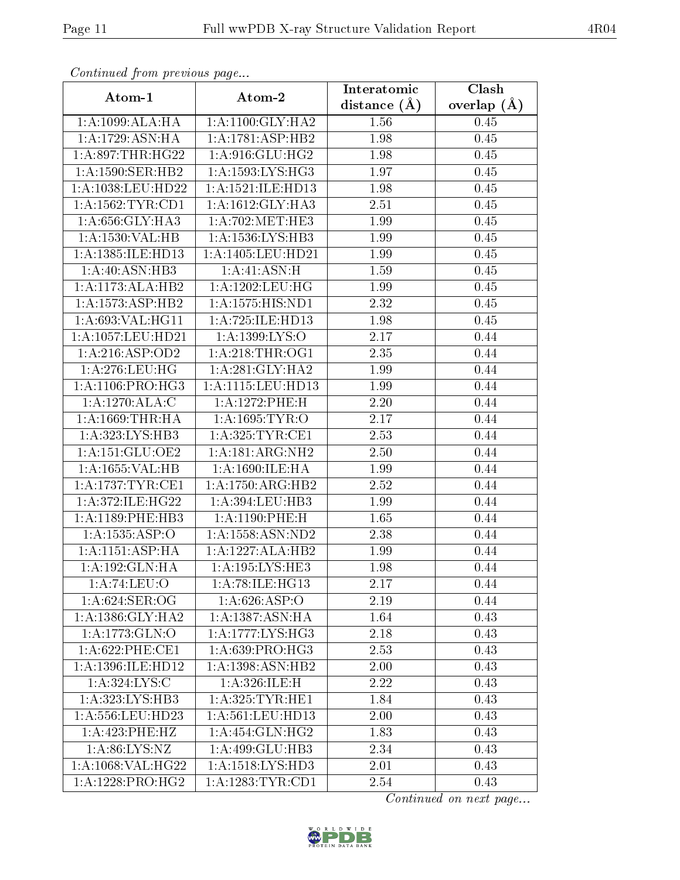*Continued from previous page...*

| Atom-1 | Atom-2 | Interatomic distance (Å) | Clash overlap (Å) |
| --- | --- | --- | --- |
| 1:A:1099:ALA:HA | 1:A:1100:GLY:HA2 | 1.56 | 0.45 |
| 1:A:1729:ASN:HA | 1:A:1781:ASP:HB2 | 1.98 | 0.45 |
| 1:A:897:THR:HG22 | 1:A:916:GLU:HG2 | 1.98 | 0.45 |
| 1:A:1590:SER:HB2 | 1:A:1593:LYS:HG3 | 1.97 | 0.45 |
| 1:A:1038:LEU:HD22 | 1:A:1521:ILE:HD13 | 1.98 | 0.45 |
| 1:A:1562:TYR:CD1 | 1:A:1612:GLY:HA3 | 2.51 | 0.45 |
| 1:A:656:GLY:HA3 | 1:A:702:MET:HE3 | 1.99 | 0.45 |
| 1:A:1530:VAL:HB | 1:A:1536:LYS:HB3 | 1.99 | 0.45 |
| 1:A:1385:ILE:HD13 | 1:A:1405:LEU:HD21 | 1.99 | 0.45 |
| 1:A:40:ASN:HB3 | 1:A:41:ASN:H | 1.59 | 0.45 |
| 1:A:1173:ALA:HB2 | 1:A:1202:LEU:HG | 1.99 | 0.45 |
| 1:A:1573:ASP:HB2 | 1:A:1575:HIS:ND1 | 2.32 | 0.45 |
| 1:A:693:VAL:HG11 | 1:A:725:ILE:HD13 | 1.98 | 0.45 |
| 1:A:1057:LEU:HD21 | 1:A:1399:LYS:O | 2.17 | 0.44 |
| 1:A:216:ASP:OD2 | 1:A:218:THR:OG1 | 2.35 | 0.44 |
| 1:A:276:LEU:HG | 1:A:281:GLY:HA2 | 1.99 | 0.44 |
| 1:A:1106:PRO:HG3 | 1:A:1115:LEU:HD13 | 1.99 | 0.44 |
| 1:A:1270:ALA:C | 1:A:1272:PHE:H | 2.20 | 0.44 |
| 1:A:1669:THR:HA | 1:A:1695:TYR:O | 2.17 | 0.44 |
| 1:A:323:LYS:HB3 | 1:A:325:TYR:CE1 | 2.53 | 0.44 |
| 1:A:151:GLU:OE2 | 1:A:181:ARG:NH2 | 2.50 | 0.44 |
| 1:A:1655:VAL:HB | 1:A:1690:ILE:HA | 1.99 | 0.44 |
| 1:A:1737:TYR:CE1 | 1:A:1750:ARG:HB2 | 2.52 | 0.44 |
| 1:A:372:ILE:HG22 | 1:A:394:LEU:HB3 | 1.99 | 0.44 |
| 1:A:1189:PHE:HB3 | 1:A:1190:PHE:H | 1.65 | 0.44 |
| 1:A:1535:ASP:O | 1:A:1558:ASN:ND2 | 2.38 | 0.44 |
| 1:A:1151:ASP:HA | 1:A:1227:ALA:HB2 | 1.99 | 0.44 |
| 1:A:192:GLN:HA | 1:A:195:LYS:HE3 | 1.98 | 0.44 |
| 1:A:74:LEU:O | 1:A:78:ILE:HG13 | 2.17 | 0.44 |
| 1:A:624:SER:OG | 1:A:626:ASP:O | 2.19 | 0.44 |
| 1:A:1386:GLY:HA2 | 1:A:1387:ASN:HA | 1.64 | 0.43 |
| 1:A:1773:GLN:O | 1:A:1777:LYS:HG3 | 2.18 | 0.43 |
| 1:A:622:PHE:CE1 | 1:A:639:PRO:HG3 | 2.53 | 0.43 |
| 1:A:1396:ILE:HD12 | 1:A:1398:ASN:HB2 | 2.00 | 0.43 |
| 1:A:324:LYS:C | 1:A:326:ILE:H | 2.22 | 0.43 |
| 1:A:323:LYS:HB3 | 1:A:325:TYR:HE1 | 1.84 | 0.43 |
| 1:A:556:LEU:HD23 | 1:A:561:LEU:HD13 | 2.00 | 0.43 |
| 1:A:423:PHE:HZ | 1:A:454:GLN:HG2 | 1.83 | 0.43 |
| 1:A:86:LYS:NZ | 1:A:499:GLU:HB3 | 2.34 | 0.43 |
| 1:A:1068:VAL:HG22 | 1:A:1518:LYS:HD3 | 2.01 | 0.43 |
| 1:A:1228:PRO:HG2 | 1:A:1283:TYR:CD1 | 2.54 | 0.43 |

*Continued on next page...*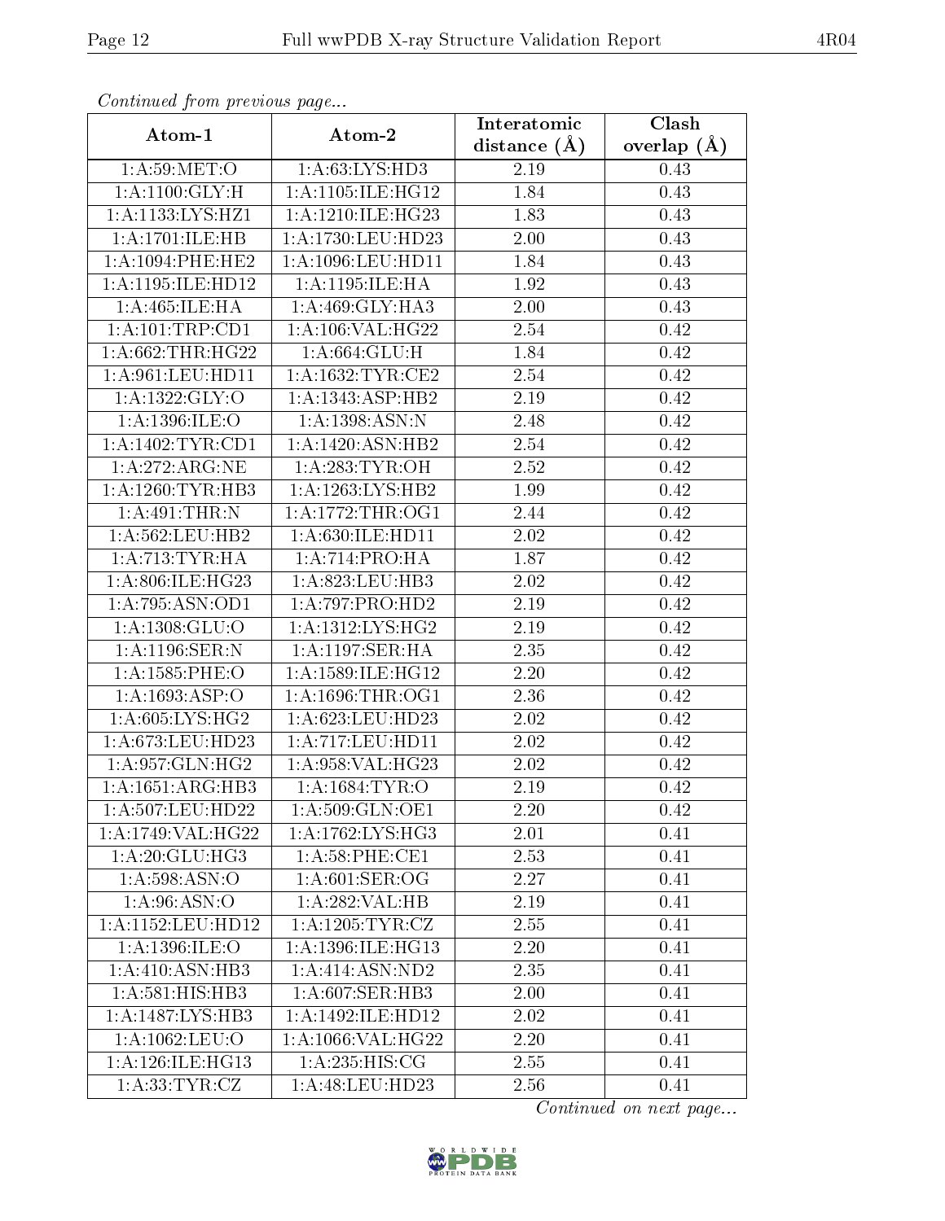*Continued from previous page...*

| Atom-1 | Atom-2 | Interatomic distance (Å) | Clash overlap (Å) |
|---|---|---|---|
| 1:A:59:MET:O | 1:A:63:LYS:HD3 | 2.19 | 0.43 |
| 1:A:1100:GLY:H | 1:A:1105:ILE:HG12 | 1.84 | 0.43 |
| 1:A:1133:LYS:HZ1 | 1:A:1210:ILE:HG23 | 1.83 | 0.43 |
| 1:A:1701:ILE:HB | 1:A:1730:LEU:HD23 | 2.00 | 0.43 |
| 1:A:1094:PHE:HE2 | 1:A:1096:LEU:HD11 | 1.84 | 0.43 |
| 1:A:1195:ILE:HD12 | 1:A:1195:ILE:HA | 1.92 | 0.43 |
| 1:A:465:ILE:HA | 1:A:469:GLY:HA3 | 2.00 | 0.43 |
| 1:A:101:TRP:CD1 | 1:A:106:VAL:HG22 | 2.54 | 0.42 |
| 1:A:662:THR:HG22 | 1:A:664:GLU:H | 1.84 | 0.42 |
| 1:A:961:LEU:HD11 | 1:A:1632:TYR:CE2 | 2.54 | 0.42 |
| 1:A:1322:GLY:O | 1:A:1343:ASP:HB2 | 2.19 | 0.42 |
| 1:A:1396:ILE:O | 1:A:1398:ASN:N | 2.48 | 0.42 |
| 1:A:1402:TYR:CD1 | 1:A:1420:ASN:HB2 | 2.54 | 0.42 |
| 1:A:272:ARG:NE | 1:A:283:TYR:OH | 2.52 | 0.42 |
| 1:A:1260:TYR:HB3 | 1:A:1263:LYS:HB2 | 1.99 | 0.42 |
| 1:A:491:THR:N | 1:A:1772:THR:OG1 | 2.44 | 0.42 |
| 1:A:562:LEU:HB2 | 1:A:630:ILE:HD11 | 2.02 | 0.42 |
| 1:A:713:TYR:HA | 1:A:714:PRO:HA | 1.87 | 0.42 |
| 1:A:806:ILE:HG23 | 1:A:823:LEU:HB3 | 2.02 | 0.42 |
| 1:A:795:ASN:OD1 | 1:A:797:PRO:HD2 | 2.19 | 0.42 |
| 1:A:1308:GLU:O | 1:A:1312:LYS:HG2 | 2.19 | 0.42 |
| 1:A:1196:SER:N | 1:A:1197:SER:HA | 2.35 | 0.42 |
| 1:A:1585:PHE:O | 1:A:1589:ILE:HG12 | 2.20 | 0.42 |
| 1:A:1693:ASP:O | 1:A:1696:THR:OG1 | 2.36 | 0.42 |
| 1:A:605:LYS:HG2 | 1:A:623:LEU:HD23 | 2.02 | 0.42 |
| 1:A:673:LEU:HD23 | 1:A:717:LEU:HD11 | 2.02 | 0.42 |
| 1:A:957:GLN:HG2 | 1:A:958:VAL:HG23 | 2.02 | 0.42 |
| 1:A:1651:ARG:HB3 | 1:A:1684:TYR:O | 2.19 | 0.42 |
| 1:A:507:LEU:HD22 | 1:A:509:GLN:OE1 | 2.20 | 0.42 |
| 1:A:1749:VAL:HG22 | 1:A:1762:LYS:HG3 | 2.01 | 0.41 |
| 1:A:20:GLU:HG3 | 1:A:58:PHE:CE1 | 2.53 | 0.41 |
| 1:A:598:ASN:O | 1:A:601:SER:OG | 2.27 | 0.41 |
| 1:A:96:ASN:O | 1:A:282:VAL:HB | 2.19 | 0.41 |
| 1:A:1152:LEU:HD12 | 1:A:1205:TYR:CZ | 2.55 | 0.41 |
| 1:A:1396:ILE:O | 1:A:1396:ILE:HG13 | 2.20 | 0.41 |
| 1:A:410:ASN:HB3 | 1:A:414:ASN:ND2 | 2.35 | 0.41 |
| 1:A:581:HIS:HB3 | 1:A:607:SER:HB3 | 2.00 | 0.41 |
| 1:A:1487:LYS:HB3 | 1:A:1492:ILE:HD12 | 2.02 | 0.41 |
| 1:A:1062:LEU:O | 1:A:1066:VAL:HG22 | 2.20 | 0.41 |
| 1:A:126:ILE:HG13 | 1:A:235:HIS:CG | 2.55 | 0.41 |
| 1:A:33:TYR:CZ | 1:A:48:LEU:HD23 | 2.56 | 0.41 |

*Continued on next page...*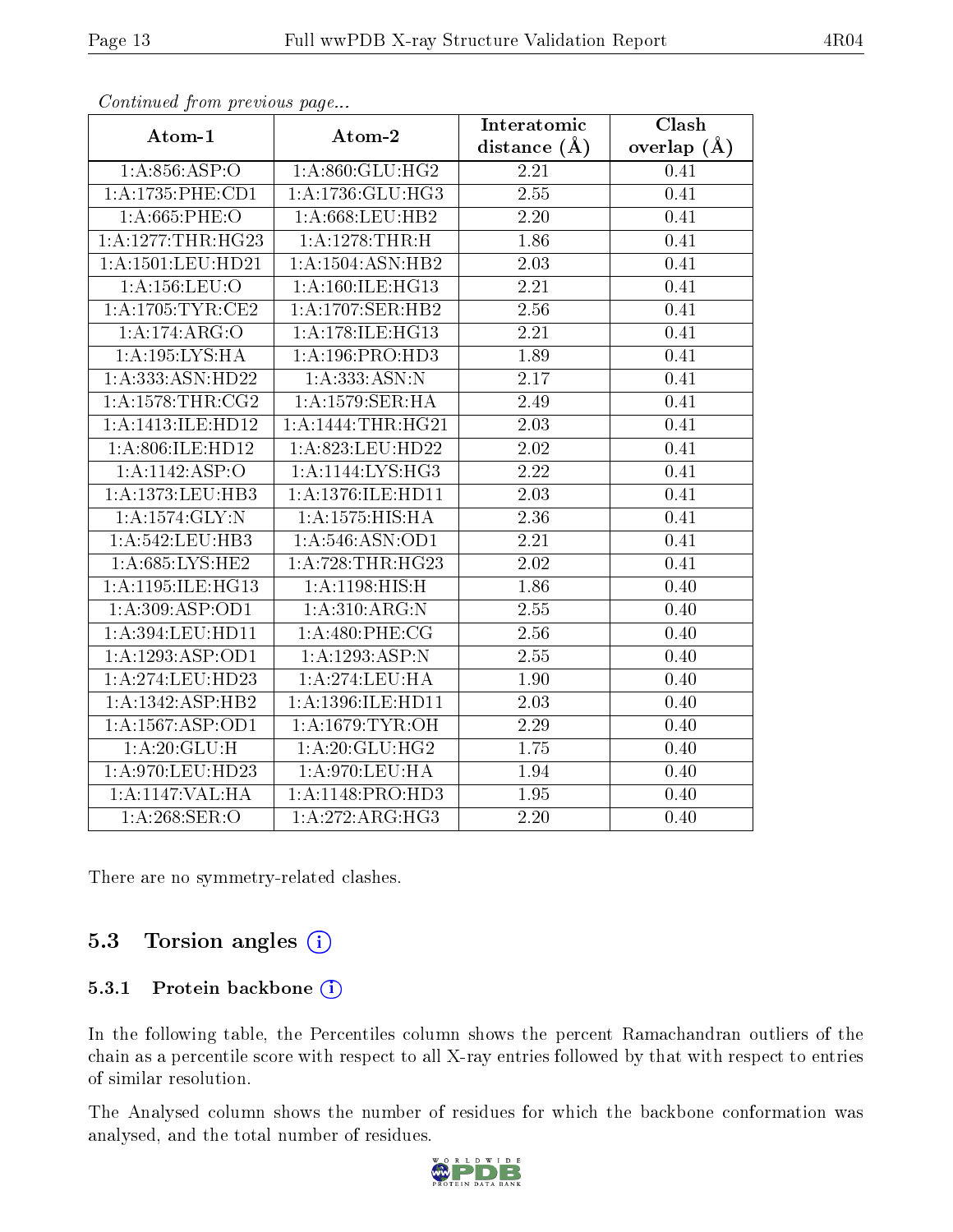*Continued from previous page...*

| Atom-1 | Atom-2 | Interatomic distance (Å) | Clash overlap (Å) |
|---|---|---|---|
| 1:A:856:ASP:O | 1:A:860:GLU:HG2 | 2.21 | 0.41 |
| 1:A:1735:PHE:CD1 | 1:A:1736:GLU:HG3 | 2.55 | 0.41 |
| 1:A:665:PHE:O | 1:A:668:LEU:HB2 | 2.20 | 0.41 |
| 1:A:1277:THR:HG23 | 1:A:1278:THR:H | 1.86 | 0.41 |
| 1:A:1501:LEU:HD21 | 1:A:1504:ASN:HB2 | 2.03 | 0.41 |
| 1:A:156:LEU:O | 1:A:160:ILE:HG13 | 2.21 | 0.41 |
| 1:A:1705:TYR:CE2 | 1:A:1707:SER:HB2 | 2.56 | 0.41 |
| 1:A:174:ARG:O | 1:A:178:ILE:HG13 | 2.21 | 0.41 |
| 1:A:195:LYS:HA | 1:A:196:PRO:HD3 | 1.89 | 0.41 |
| 1:A:333:ASN:HD22 | 1:A:333:ASN:N | 2.17 | 0.41 |
| 1:A:1578:THR:CG2 | 1:A:1579:SER:HA | 2.49 | 0.41 |
| 1:A:1413:ILE:HD12 | 1:A:1444:THR:HG21 | 2.03 | 0.41 |
| 1:A:806:ILE:HD12 | 1:A:823:LEU:HD22 | 2.02 | 0.41 |
| 1:A:1142:ASP:O | 1:A:1144:LYS:HG3 | 2.22 | 0.41 |
| 1:A:1373:LEU:HB3 | 1:A:1376:ILE:HD11 | 2.03 | 0.41 |
| 1:A:1574:GLY:N | 1:A:1575:HIS:HA | 2.36 | 0.41 |
| 1:A:542:LEU:HB3 | 1:A:546:ASN:OD1 | 2.21 | 0.41 |
| 1:A:685:LYS:HE2 | 1:A:728:THR:HG23 | 2.02 | 0.41 |
| 1:A:1195:ILE:HG13 | 1:A:1198:HIS:H | 1.86 | 0.40 |
| 1:A:309:ASP:OD1 | 1:A:310:ARG:N | 2.55 | 0.40 |
| 1:A:394:LEU:HD11 | 1:A:480:PHE:CG | 2.56 | 0.40 |
| 1:A:1293:ASP:OD1 | 1:A:1293:ASP:N | 2.55 | 0.40 |
| 1:A:274:LEU:HD23 | 1:A:274:LEU:HA | 1.90 | 0.40 |
| 1:A:1342:ASP:HB2 | 1:A:1396:ILE:HD11 | 2.03 | 0.40 |
| 1:A:1567:ASP:OD1 | 1:A:1679:TYR:OH | 2.29 | 0.40 |
| 1:A:20:GLU:H | 1:A:20:GLU:HG2 | 1.75 | 0.40 |
| 1:A:970:LEU:HD23 | 1:A:970:LEU:HA | 1.94 | 0.40 |
| 1:A:1147:VAL:HA | 1:A:1148:PRO:HD3 | 1.95 | 0.40 |
| 1:A:268:SER:O | 1:A:272:ARG:HG3 | 2.20 | 0.40 |

There are no symmetry-related clashes.

## 5.3 Torsion angles

### 5.3.1 Protein backbone

In the following table, the Percentiles column shows the percent Ramachandran outliers of the chain as a percentile score with respect to all X-ray entries followed by that with respect to entries of similar resolution.

The Analysed column shows the number of residues for which the backbone conformation was analysed, and the total number of residues.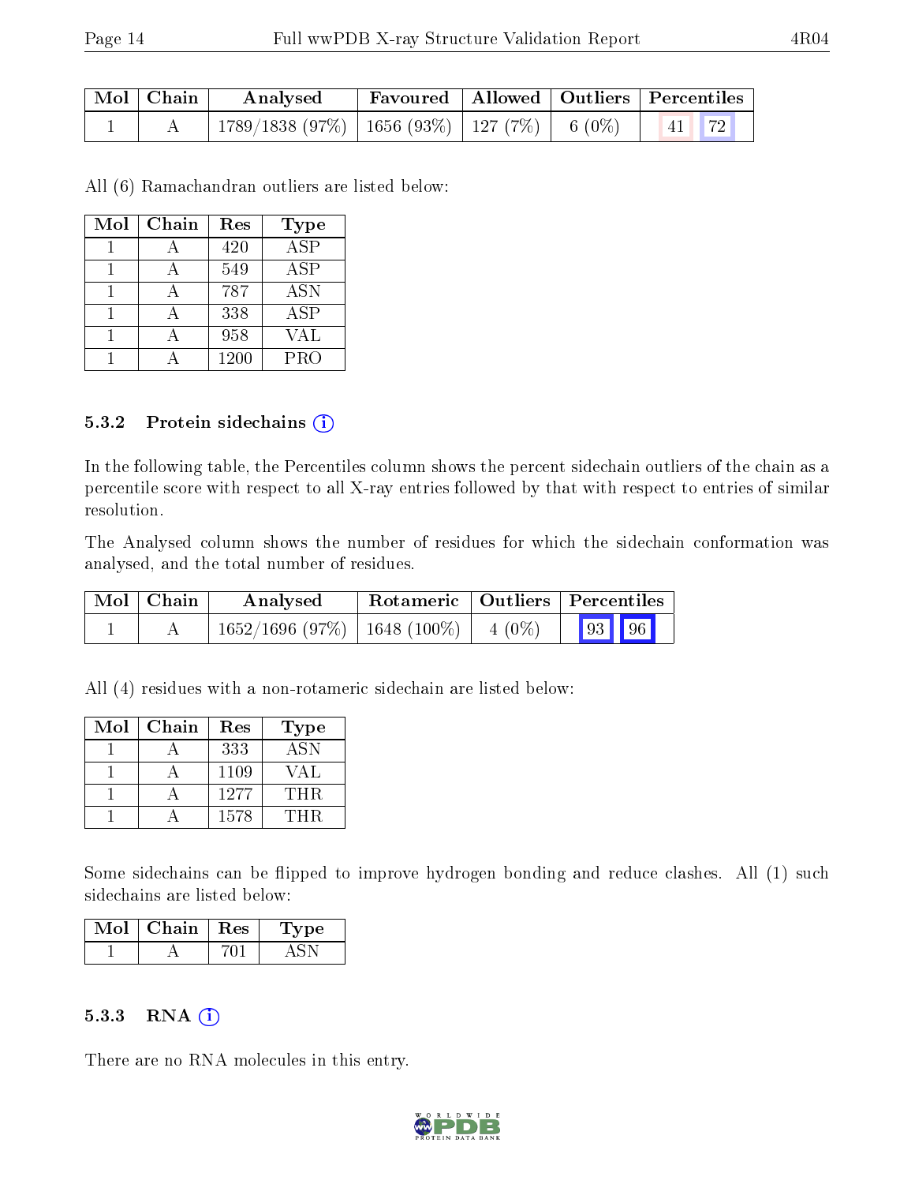| Mol | Chain | Analysed | Favoured | Allowed | Outliers | Percentiles | |
|---|---|---|---|---|---|---|---|
| 1 | A | 1789/1838 (97%) | 1656 (93%) | 127 (7%) | 6 (0%) | 41 | 72 |

All (6) Ramachandran outliers are listed below:

| Mol | Chain | Res | Type |
|---|---|---|---|
| 1 | A | 420 | ASP |
| 1 | A | 549 | ASP |
| 1 | A | 787 | ASN |
| 1 | A | 338 | ASP |
| 1 | A | 958 | VAL |
| 1 | A | 1200 | PRO |

#### 5.3.2 Protein sidechains

In the following table, the Percentiles column shows the percent sidechain outliers of the chain as a percentile score with respect to all X-ray entries followed by that with respect to entries of similar resolution.

The Analysed column shows the number of residues for which the sidechain conformation was analysed, and the total number of residues.

| Mol | Chain | Analysed | Rotameric | Outliers | Percentiles | |
|---|---|---|---|---|---|---|
| 1 | A | 1652/1696 (97%) | 1648 (100%) | 4 (0%) | 93 | 96 |

All (4) residues with a non-rotameric sidechain are listed below:

| Mol | Chain | Res | Type |
|---|---|---|---|
| 1 | A | 333 | ASN |
| 1 | A | 1109 | VAL |
| 1 | A | 1277 | THR |
| 1 | A | 1578 | THR |

Some sidechains can be flipped to improve hydrogen bonding and reduce clashes. All (1) such sidechains are listed below:

| Mol | Chain | Res | Type |
|---|---|---|---|
| 1 | A | 701 | ASN |

#### 5.3.3 RNA

There are no RNA molecules in this entry.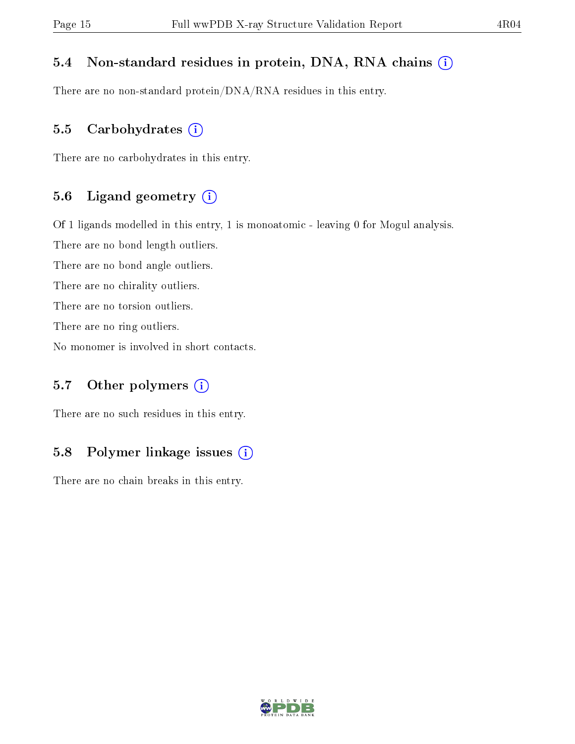### 5.4 Non-standard residues in protein, DNA, RNA chains (i)

There are no non-standard protein/DNA/RNA residues in this entry.

### 5.5 Carbohydrates (i)

There are no carbohydrates in this entry.

### 5.6 Ligand geometry (i)

Of 1 ligands modelled in this entry, 1 is monoatomic - leaving 0 for Mogul analysis.

There are no bond length outliers.

There are no bond angle outliers.

There are no chirality outliers.

There are no torsion outliers.

There are no ring outliers.

No monomer is involved in short contacts.

### 5.7 Other polymers (i)

There are no such residues in this entry.

### 5.8 Polymer linkage issues (i)

There are no chain breaks in this entry.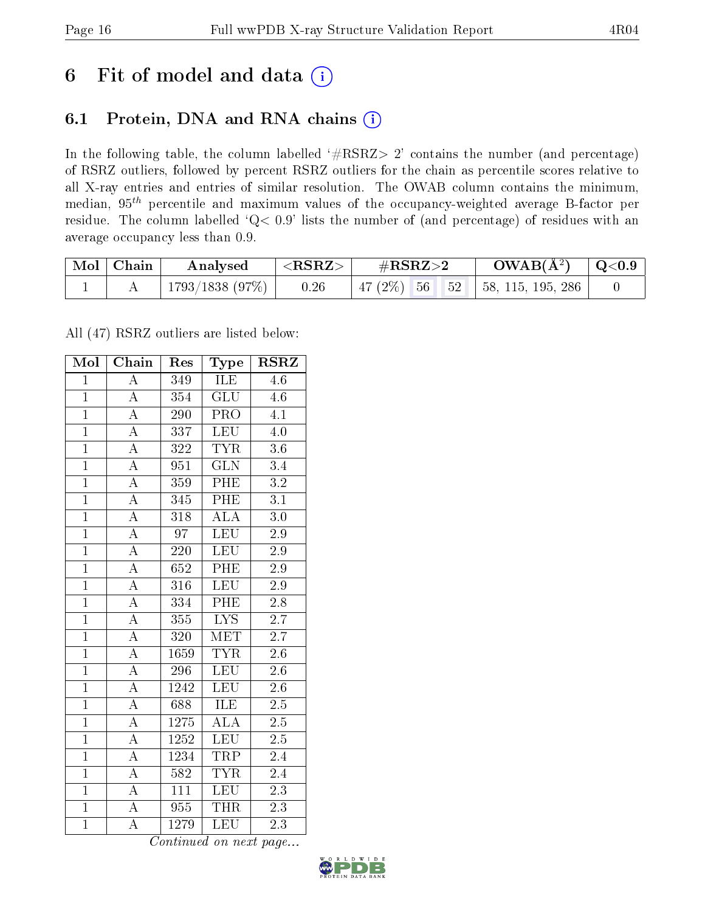# 6 Fit of model and data (i)

## 6.1 Protein, DNA and RNA chains (i)

In the following table, the column labelled '#RSRZ> 2' contains the number (and percentage) of RSRZ outliers, followed by percent RSRZ outliers for the chain as percentile scores relative to all X-ray entries and entries of similar resolution. The OWAB column contains the minimum, median, $95^{th}$ percentile and maximum values of the occupancy-weighted average B-factor per residue. The column labelled 'Q< 0.9' lists the number of (and percentage) of residues with an average occupancy less than 0.9.

| Mol | Chain | Analysed | <RSRZ> | #RSRZ>2 | | | OWAB(Å²) | Q<0.9 |
|---|---|---|---|---|---|---|---|---|
| 1 | A | 1793/1838 (97%) | 0.26 | 47 (2%) | 56 | 52 | 58, 115, 195, 286 | 0 |

All (47) RSRZ outliers are listed below:

| Mol | Chain | Res | Type | RSRZ |
|---|---|---|---|---|
| 1 | A | 349 | ILE | 4.6 |
| 1 | A | 354 | GLU | 4.6 |
| 1 | A | 290 | PRO | 4.1 |
| 1 | A | 337 | LEU | 4.0 |
| 1 | A | 322 | TYR | 3.6 |
| 1 | A | 951 | GLN | 3.4 |
| 1 | A | 359 | PHE | 3.2 |
| 1 | A | 345 | PHE | 3.1 |
| 1 | A | 318 | ALA | 3.0 |
| 1 | A | 97 | LEU | 2.9 |
| 1 | A | 220 | LEU | 2.9 |
| 1 | A | 652 | PHE | 2.9 |
| 1 | A | 316 | LEU | 2.9 |
| 1 | A | 334 | PHE | 2.8 |
| 1 | A | 355 | LYS | 2.7 |
| 1 | A | 320 | MET | 2.7 |
| 1 | A | 1659 | TYR | 2.6 |
| 1 | A | 296 | LEU | 2.6 |
| 1 | A | 1242 | LEU | 2.6 |
| 1 | A | 688 | ILE | 2.5 |
| 1 | A | 1275 | ALA | 2.5 |
| 1 | A | 1252 | LEU | 2.5 |
| 1 | A | 1234 | TRP | 2.4 |
| 1 | A | 582 | TYR | 2.4 |
| 1 | A | 111 | LEU | 2.3 |
| 1 | A | 955 | THR | 2.3 |
| 1 | A | 1279 | LEU | 2.3 |

*Continued on next page...*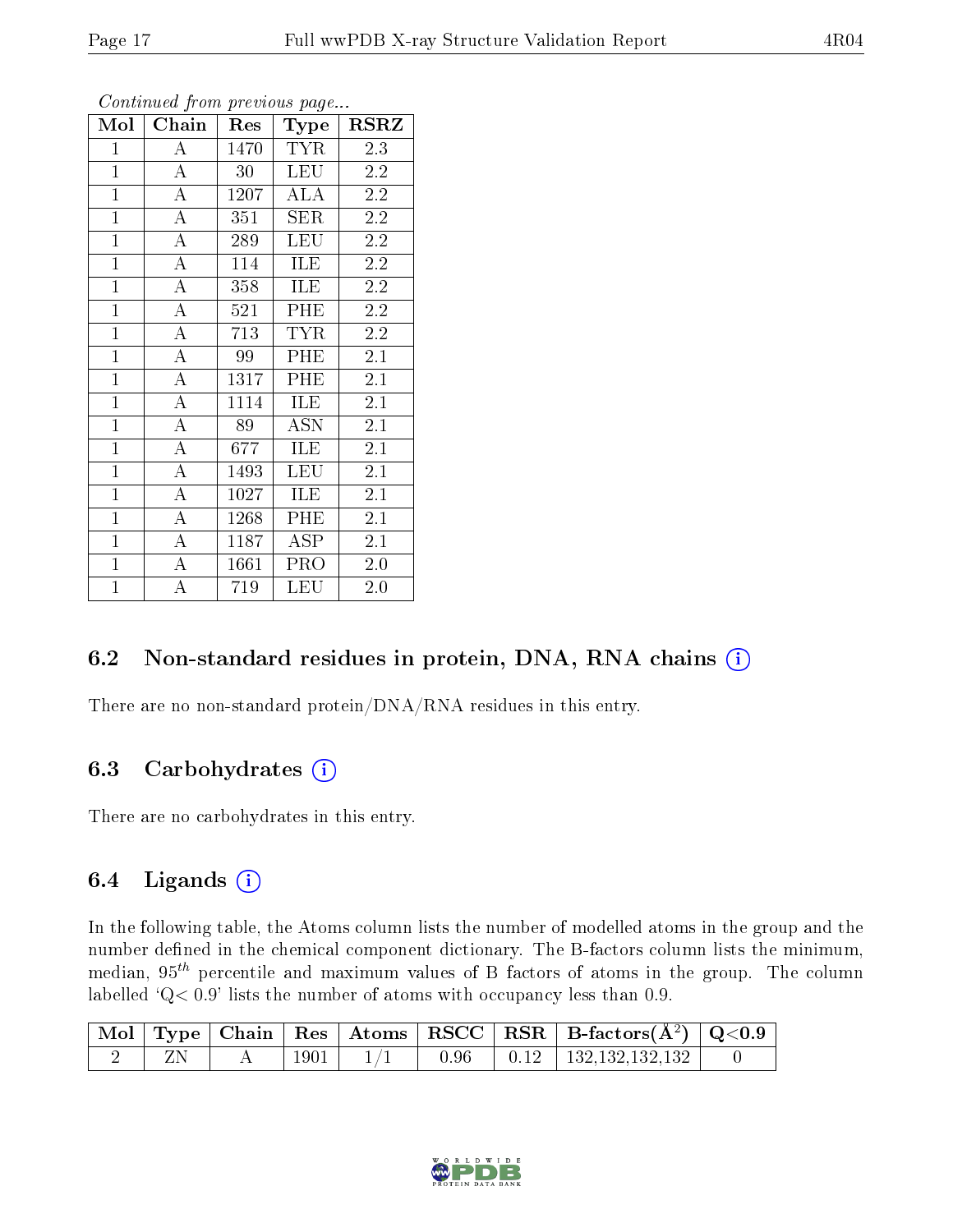*Continued from previous page...*

| Mol | Chain | Res | Type | RSRZ |
|---|---|---|---|---|
| 1 | A | 1470 | TYR | 2.3 |
| 1 | A | 30 | LEU | 2.2 |
| 1 | A | 1207 | ALA | 2.2 |
| 1 | A | 351 | SER | 2.2 |
| 1 | A | 289 | LEU | 2.2 |
| 1 | A | 114 | ILE | 2.2 |
| 1 | A | 358 | ILE | 2.2 |
| 1 | A | 521 | PHE | 2.2 |
| 1 | A | 713 | TYR | 2.2 |
| 1 | A | 99 | PHE | 2.1 |
| 1 | A | 1317 | PHE | 2.1 |
| 1 | A | 1114 | ILE | 2.1 |
| 1 | A | 89 | ASN | 2.1 |
| 1 | A | 677 | ILE | 2.1 |
| 1 | A | 1493 | LEU | 2.1 |
| 1 | A | 1027 | ILE | 2.1 |
| 1 | A | 1268 | PHE | 2.1 |
| 1 | A | 1187 | ASP | 2.1 |
| 1 | A | 1661 | PRO | 2.0 |
| 1 | A | 719 | LEU | 2.0 |

### 6.2 Non-standard residues in protein, DNA, RNA chains

There are no non-standard protein/DNA/RNA residues in this entry.

### 6.3 Carbohydrates

There are no carbohydrates in this entry.

### 6.4 Ligands

In the following table, the Atoms column lists the number of modelled atoms in the group and the number defined in the chemical component dictionary. The B-factors column lists the minimum, median, $95^{th}$ percentile and maximum values of B factors of atoms in the group. The column labelled 'Q< 0.9' lists the number of atoms with occupancy less than 0.9.

| Mol | Type | Chain | Res | Atoms | RSCC | RSR | B-factors($Å^2$) | Q<0.9 |
|---|---|---|---|---|---|---|---|---|
| 2 | ZN | A | 1901 | 1/1 | 0.96 | 0.12 | 132,132,132,132 | 0 |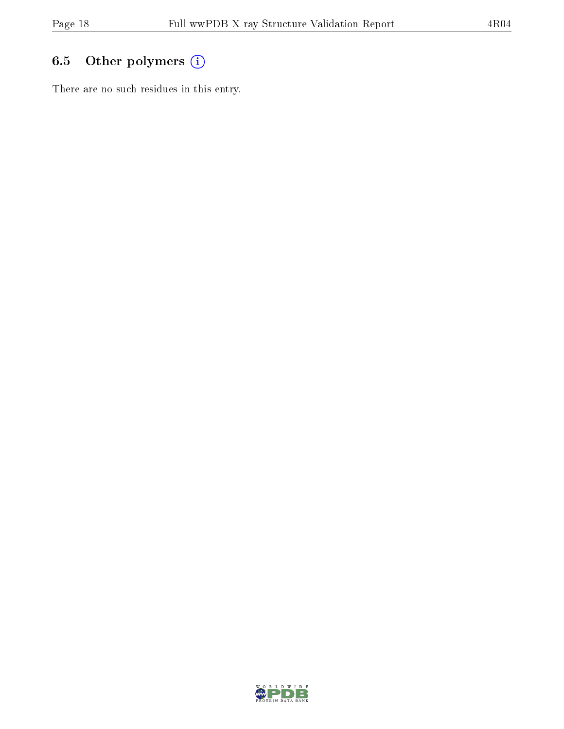## 6.5 Other polymers

There are no such residues in this entry.